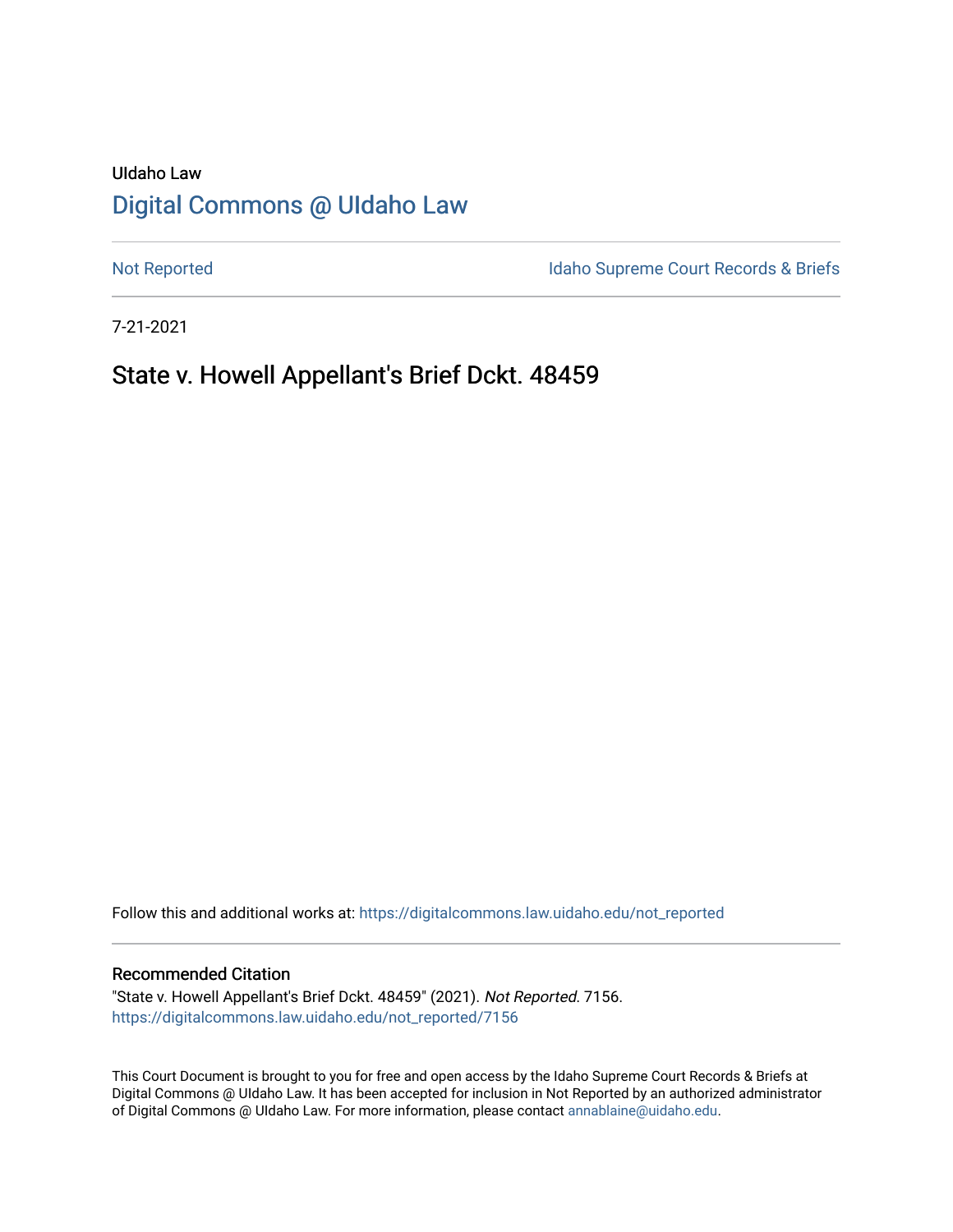UIdaho Law

# Digital Commons @ UIdaho Law

Not Reported

Idaho Supreme Court Records & Briefs

7-21-2021

## State v. Howell Appellant's Brief Dckt. 48459

Follow this and additional works at: https://digitalcommons.law.uidaho.edu/not_reported

### Recommended Citation

"State v. Howell Appellant's Brief Dckt. 48459" (2021). *Not Reported*. 7156.
https://digitalcommons.law.uidaho.edu/not_reported/7156

This Court Document is brought to you for free and open access by the Idaho Supreme Court Records & Briefs at Digital Commons @ UIdaho Law. It has been accepted for inclusion in Not Reported by an authorized administrator of Digital Commons @ UIdaho Law. For more information, please contact annablaine@uidaho.edu.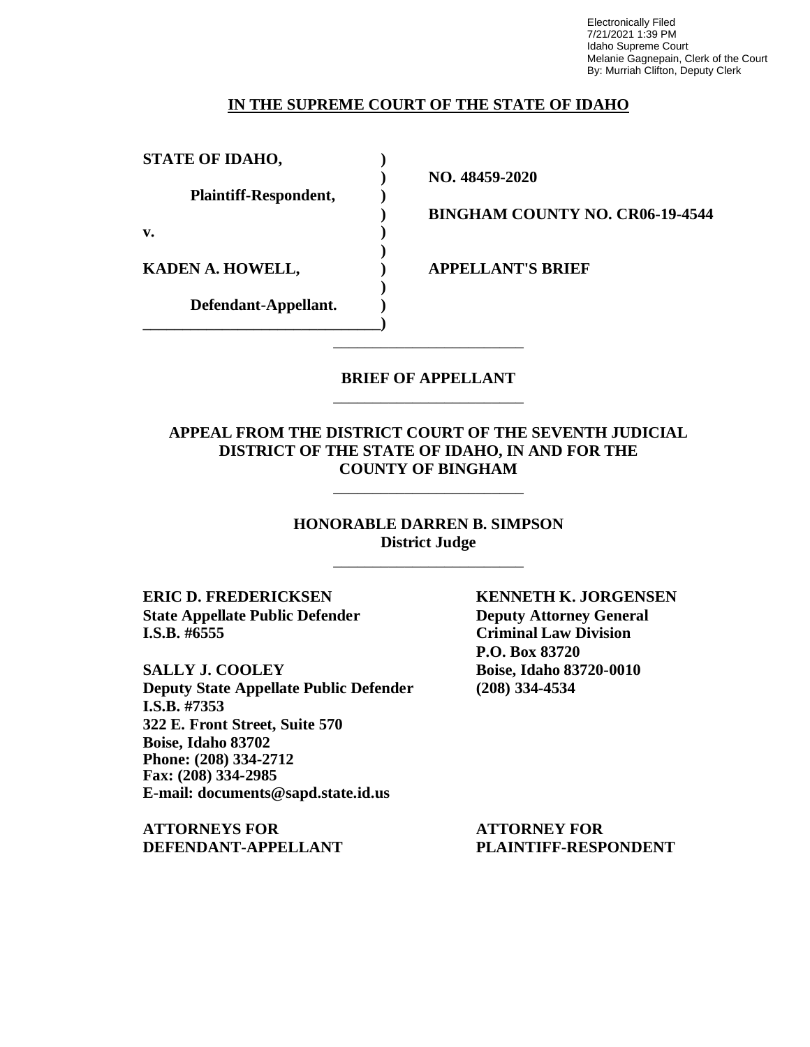Electronically Filed
7/21/2021 1:39 PM
Idaho Supreme Court
Melanie Gagnepain, Clerk of the Court
By: Murriah Clifton, Deputy Clerk

**IN THE SUPREME COURT OF THE STATE OF IDAHO**

| | | |
|---|---|---|
| **STATE OF IDAHO,** | **)** | |
| | **)** | **NO. 48459-2020** |
| **Plaintiff-Respondent,** | **)** | |
| | **)** | **BINGHAM COUNTY NO. CR06-19-4544** |
| **v.** | **)** | |
| | **)** | |
| **KADEN A. HOWELL,** | **)** | **APPELLANT'S BRIEF** |
| | **)** | |
| **Defendant-Appellant.** | **)** | |

**BRIEF OF APPELLANT**

**APPEAL FROM THE DISTRICT COURT OF THE SEVENTH JUDICIAL DISTRICT OF THE STATE OF IDAHO, IN AND FOR THE COUNTY OF BINGHAM**

**HONORABLE DARREN B. SIMPSON**
**District Judge**

**ERIC D. FREDERICKSEN**
**State Appellate Public Defender**
**I.S.B. #6555**

**SALLY J. COOLEY**
**Deputy State Appellate Public Defender**
**I.S.B. #7353**
**322 E. Front Street, Suite 570**
**Boise, Idaho 83702**
**Phone: (208) 334-2712**
**Fax: (208) 334-2985**
**E-mail: documents@sapd.state.id.us**

**ATTORNEYS FOR DEFENDANT-APPELLANT**

**KENNETH K. JORGENSEN**
**Deputy Attorney General**
**Criminal Law Division**
**P.O. Box 83720**
**Boise, Idaho 83720-0010**
**(208) 334-4534**

**ATTORNEY FOR PLAINTIFF-RESPONDENT**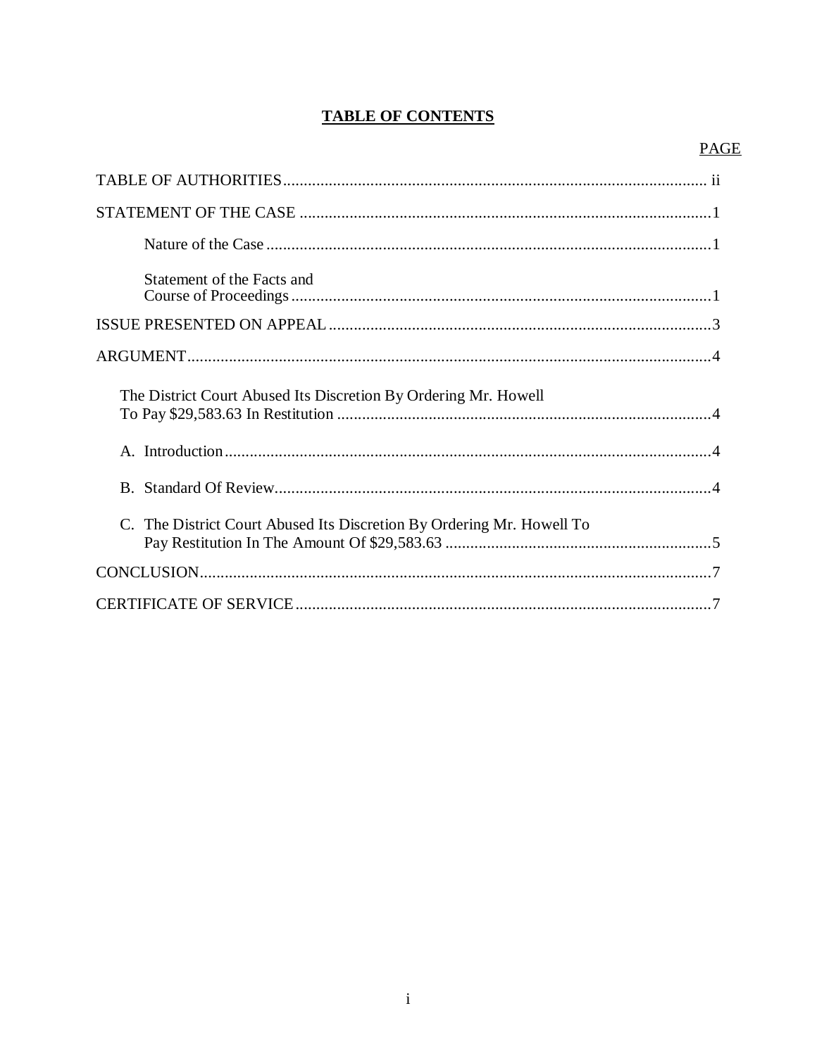# TABLE OF CONTENTS

| | PAGE |
|---|---|
| TABLE OF AUTHORITIES | ii |
| STATEMENT OF THE CASE | 1 |
| Nature of the Case | 1 |
| Statement of the Facts and Course of Proceedings | 1 |
| ISSUE PRESENTED ON APPEAL | 3 |
| ARGUMENT | 4 |
| The District Court Abused Its Discretion By Ordering Mr. Howell To Pay $29,583.63 In Restitution | 4 |
| A. Introduction | 4 |
| B. Standard Of Review | 4 |
| C. The District Court Abused Its Discretion By Ordering Mr. Howell To Pay Restitution In The Amount Of $29,583.63 | 5 |
| CONCLUSION | 7 |
| CERTIFICATE OF SERVICE | 7 |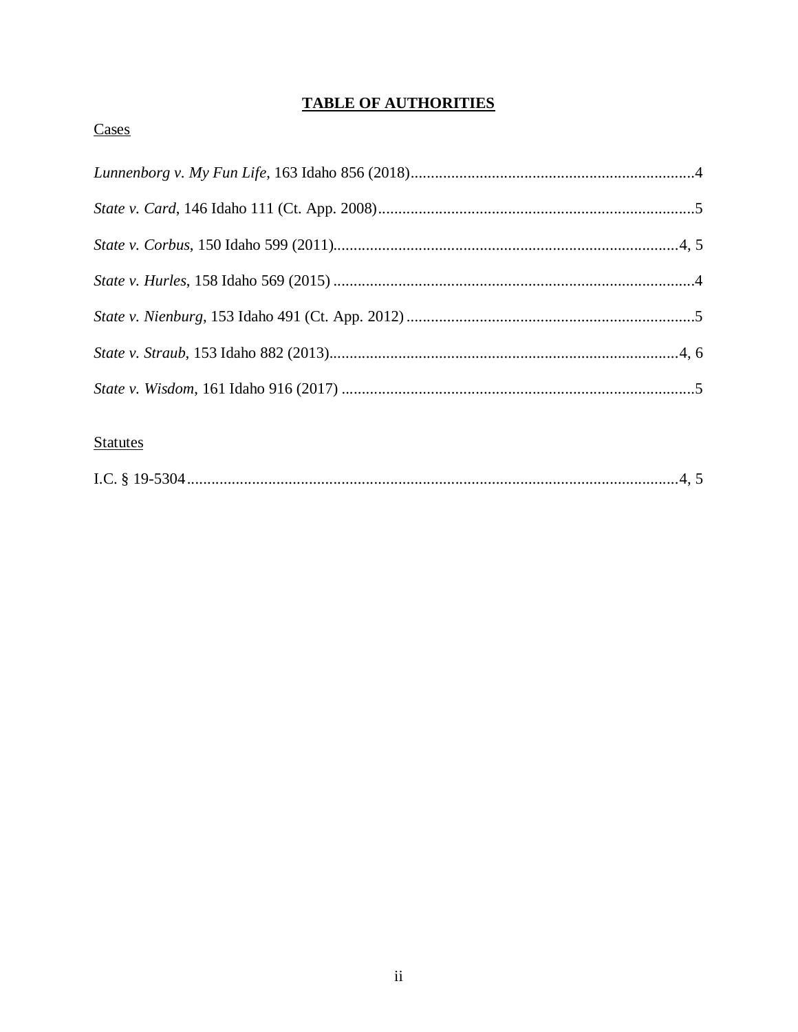## **TABLE OF AUTHORITIES**

Cases

*Lunnenborg v. My Fun Life*, 163 Idaho 856 (2018)......................................................................4

*State v. Card*, 146 Idaho 111 (Ct. App. 2008)..............................................................................5

*State v. Corbus*, 150 Idaho 599 (2011).....................................................................................4, 5

*State v. Hurles*, 158 Idaho 569 (2015) .........................................................................................4

*State v. Nienburg*, 153 Idaho 491 (Ct. App. 2012) .......................................................................5

*State v. Straub*, 153 Idaho 882 (2013)......................................................................................4, 6

*State v. Wisdom*, 161 Idaho 916 (2017) .......................................................................................5

Statutes

I.C. § 19-5304.........................................................................................................................4, 5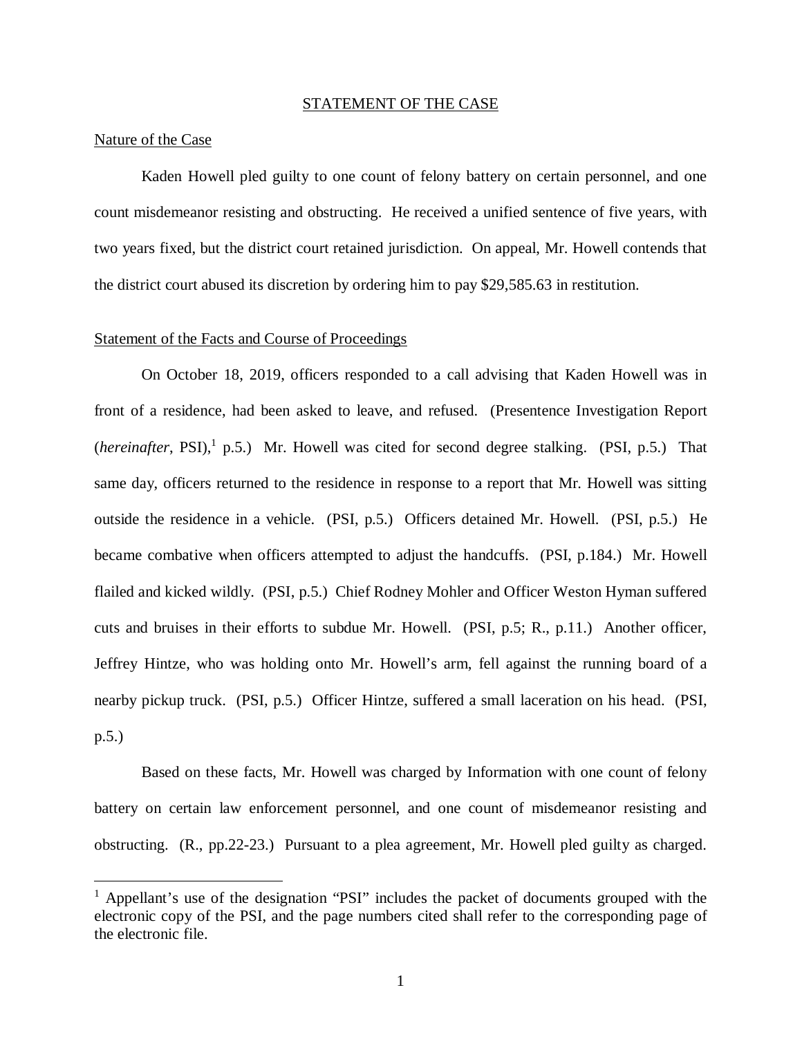## STATEMENT OF THE CASE

### Nature of the Case

Kaden Howell pled guilty to one count of felony battery on certain personnel, and one count misdemeanor resisting and obstructing. He received a unified sentence of five years, with two years fixed, but the district court retained jurisdiction. On appeal, Mr. Howell contends that the district court abused its discretion by ordering him to pay $29,585.63 in restitution.

### Statement of the Facts and Course of Proceedings

On October 18, 2019, officers responded to a call advising that Kaden Howell was in front of a residence, had been asked to leave, and refused. (Presentence Investigation Report (*hereinafter*, PSI),[1] p.5.) Mr. Howell was cited for second degree stalking. (PSI, p.5.) That same day, officers returned to the residence in response to a report that Mr. Howell was sitting outside the residence in a vehicle. (PSI, p.5.) Officers detained Mr. Howell. (PSI, p.5.) He became combative when officers attempted to adjust the handcuffs. (PSI, p.184.) Mr. Howell flailed and kicked wildly. (PSI, p.5.) Chief Rodney Mohler and Officer Weston Hyman suffered cuts and bruises in their efforts to subdue Mr. Howell. (PSI, p.5; R., p.11.) Another officer, Jeffrey Hintze, who was holding onto Mr. Howell's arm, fell against the running board of a nearby pickup truck. (PSI, p.5.) Officer Hintze, suffered a small laceration on his head. (PSI, p.5.)

Based on these facts, Mr. Howell was charged by Information with one count of felony battery on certain law enforcement personnel, and one count of misdemeanor resisting and obstructing. (R., pp.22-23.) Pursuant to a plea agreement, Mr. Howell pled guilty as charged.

---

[1] Appellant's use of the designation "PSI" includes the packet of documents grouped with the electronic copy of the PSI, and the page numbers cited shall refer to the corresponding page of the electronic file.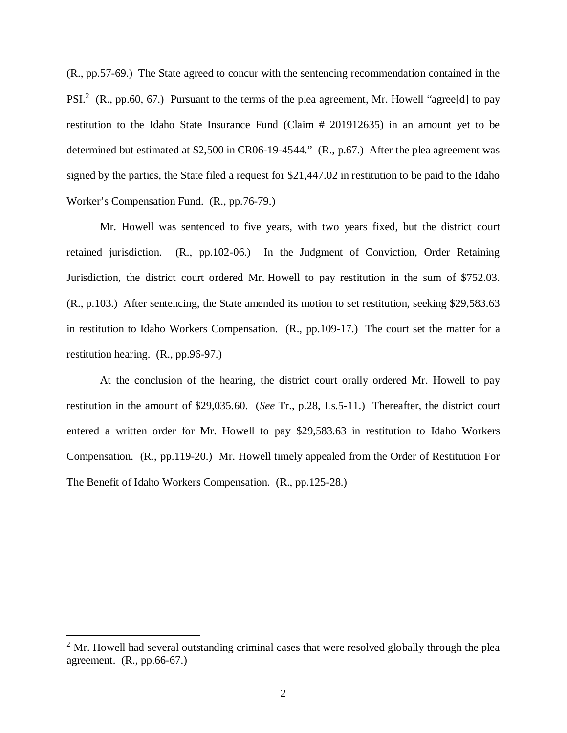(R., pp.57-69.) The State agreed to concur with the sentencing recommendation contained in the PSI.[2] (R., pp.60, 67.) Pursuant to the terms of the plea agreement, Mr. Howell "agree[d] to pay restitution to the Idaho State Insurance Fund (Claim # 201912635) in an amount yet to be determined but estimated at $2,500 in CR06-19-4544." (R., p.67.) After the plea agreement was signed by the parties, the State filed a request for $21,447.02 in restitution to be paid to the Idaho Worker's Compensation Fund. (R., pp.76-79.)

Mr. Howell was sentenced to five years, with two years fixed, but the district court retained jurisdiction. (R., pp.102-06.) In the Judgment of Conviction, Order Retaining Jurisdiction, the district court ordered Mr. Howell to pay restitution in the sum of $752.03. (R., p.103.) After sentencing, the State amended its motion to set restitution, seeking $29,583.63 in restitution to Idaho Workers Compensation. (R., pp.109-17.) The court set the matter for a restitution hearing. (R., pp.96-97.)

At the conclusion of the hearing, the district court orally ordered Mr. Howell to pay restitution in the amount of $29,035.60. (*See* Tr., p.28, Ls.5-11.) Thereafter, the district court entered a written order for Mr. Howell to pay $29,583.63 in restitution to Idaho Workers Compensation. (R., pp.119-20.) Mr. Howell timely appealed from the Order of Restitution For The Benefit of Idaho Workers Compensation. (R., pp.125-28.)

---

[2] Mr. Howell had several outstanding criminal cases that were resolved globally through the plea agreement. (R., pp.66-67.)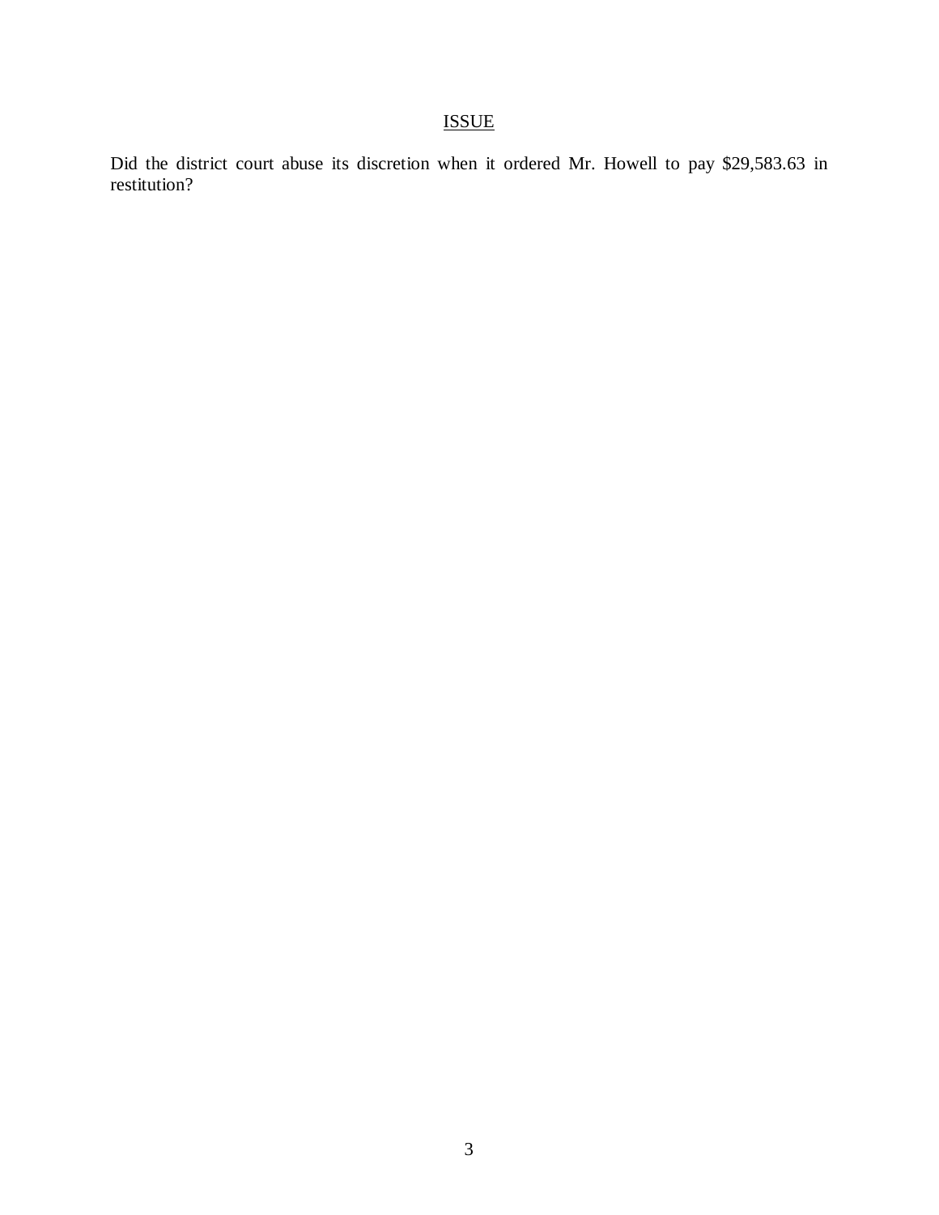## ISSUE

Did the district court abuse its discretion when it ordered Mr. Howell to pay $29,583.63 in restitution?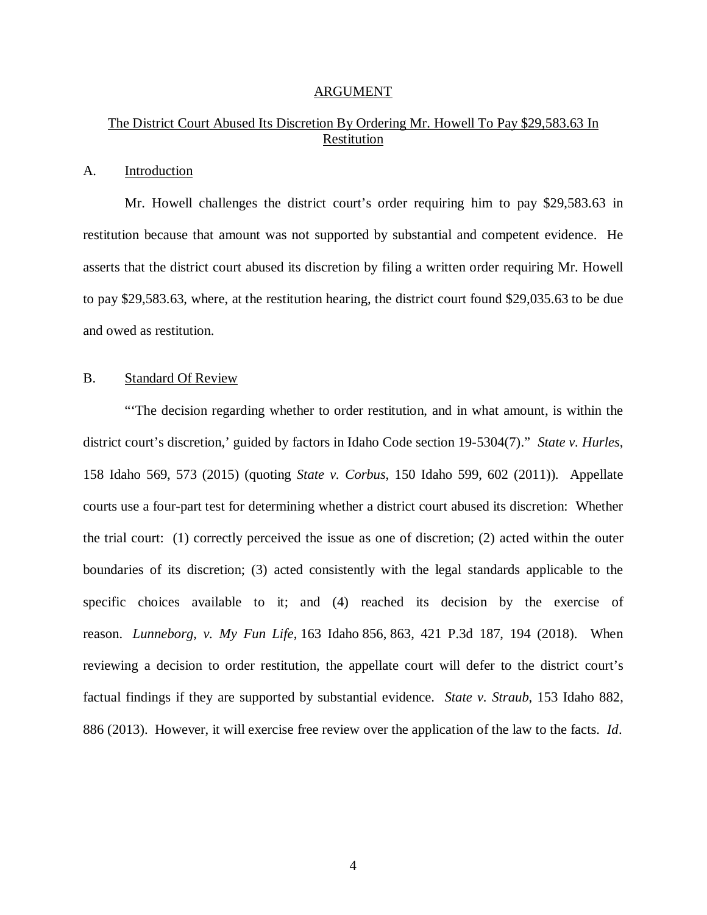## ARGUMENT

### The District Court Abused Its Discretion By Ordering Mr. Howell To Pay $29,583.63 In Restitution

### A. Introduction

Mr. Howell challenges the district court's order requiring him to pay $29,583.63 in restitution because that amount was not supported by substantial and competent evidence. He asserts that the district court abused its discretion by filing a written order requiring Mr. Howell to pay $29,583.63, where, at the restitution hearing, the district court found $29,035.63 to be due and owed as restitution.

### B. Standard Of Review

"'The decision regarding whether to order restitution, and in what amount, is within the district court's discretion,' guided by factors in Idaho Code section 19-5304(7)." *State v. Hurles*, 158 Idaho 569, 573 (2015) (quoting *State v. Corbus*, 150 Idaho 599, 602 (2011)). Appellate courts use a four-part test for determining whether a district court abused its discretion: Whether the trial court: (1) correctly perceived the issue as one of discretion; (2) acted within the outer boundaries of its discretion; (3) acted consistently with the legal standards applicable to the specific choices available to it; and (4) reached its decision by the exercise of reason. *Lunneborg, v. My Fun Life*, 163 Idaho 856, 863, 421 P.3d 187, 194 (2018). When reviewing a decision to order restitution, the appellate court will defer to the district court's factual findings if they are supported by substantial evidence. *State v. Straub*, 153 Idaho 882, 886 (2013). However, it will exercise free review over the application of the law to the facts. *Id*.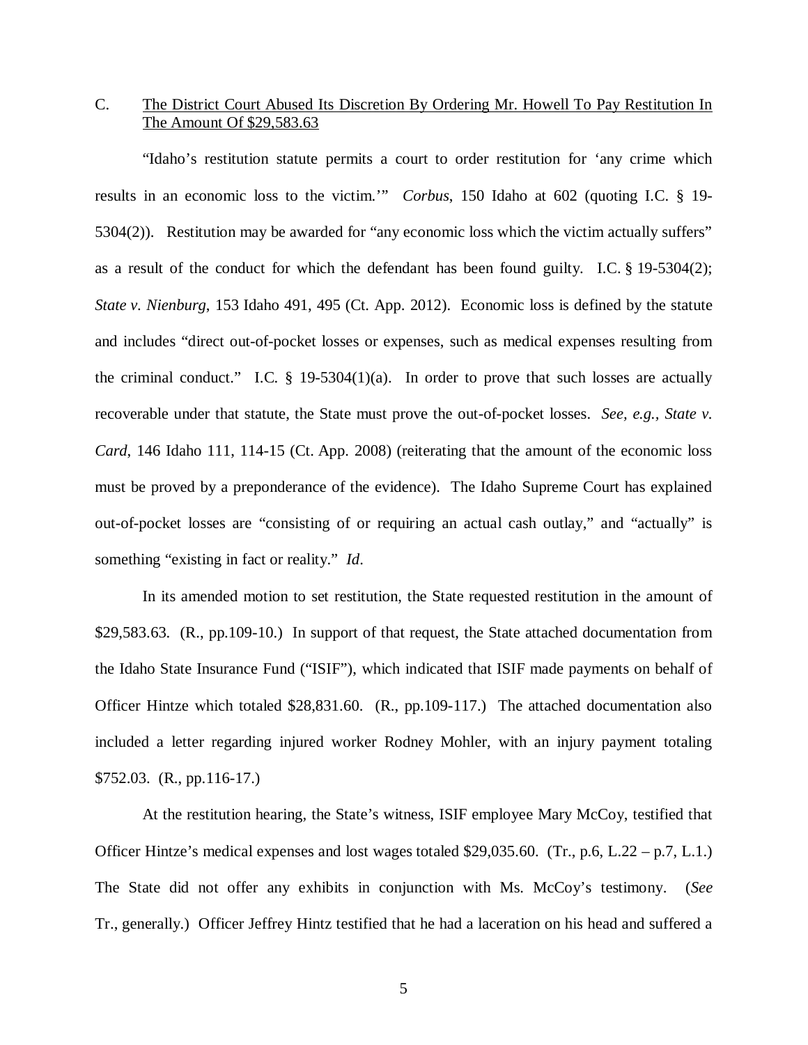C. The District Court Abused Its Discretion By Ordering Mr. Howell To Pay Restitution In The Amount Of $29,583.63

"Idaho's restitution statute permits a court to order restitution for 'any crime which results in an economic loss to the victim.'" *Corbus*, 150 Idaho at 602 (quoting I.C. § 19-5304(2)). Restitution may be awarded for "any economic loss which the victim actually suffers" as a result of the conduct for which the defendant has been found guilty. I.C. § 19-5304(2); *State v. Nienburg*, 153 Idaho 491, 495 (Ct. App. 2012). Economic loss is defined by the statute and includes "direct out-of-pocket losses or expenses, such as medical expenses resulting from the criminal conduct." I.C. § 19-5304(1)(a). In order to prove that such losses are actually recoverable under that statute, the State must prove the out-of-pocket losses. *See, e.g., State v. Card*, 146 Idaho 111, 114-15 (Ct. App. 2008) (reiterating that the amount of the economic loss must be proved by a preponderance of the evidence). The Idaho Supreme Court has explained out-of-pocket losses are "consisting of or requiring an actual cash outlay," and "actually" is something "existing in fact or reality." *Id*.

In its amended motion to set restitution, the State requested restitution in the amount of $29,583.63. (R., pp.109-10.) In support of that request, the State attached documentation from the Idaho State Insurance Fund ("ISIF"), which indicated that ISIF made payments on behalf of Officer Hintze which totaled $28,831.60. (R., pp.109-117.) The attached documentation also included a letter regarding injured worker Rodney Mohler, with an injury payment totaling $752.03. (R., pp.116-17.)

At the restitution hearing, the State's witness, ISIF employee Mary McCoy, testified that Officer Hintze's medical expenses and lost wages totaled $29,035.60. (Tr., p.6, L.22 – p.7, L.1.) The State did not offer any exhibits in conjunction with Ms. McCoy's testimony. (*See* Tr., generally.) Officer Jeffrey Hintz testified that he had a laceration on his head and suffered a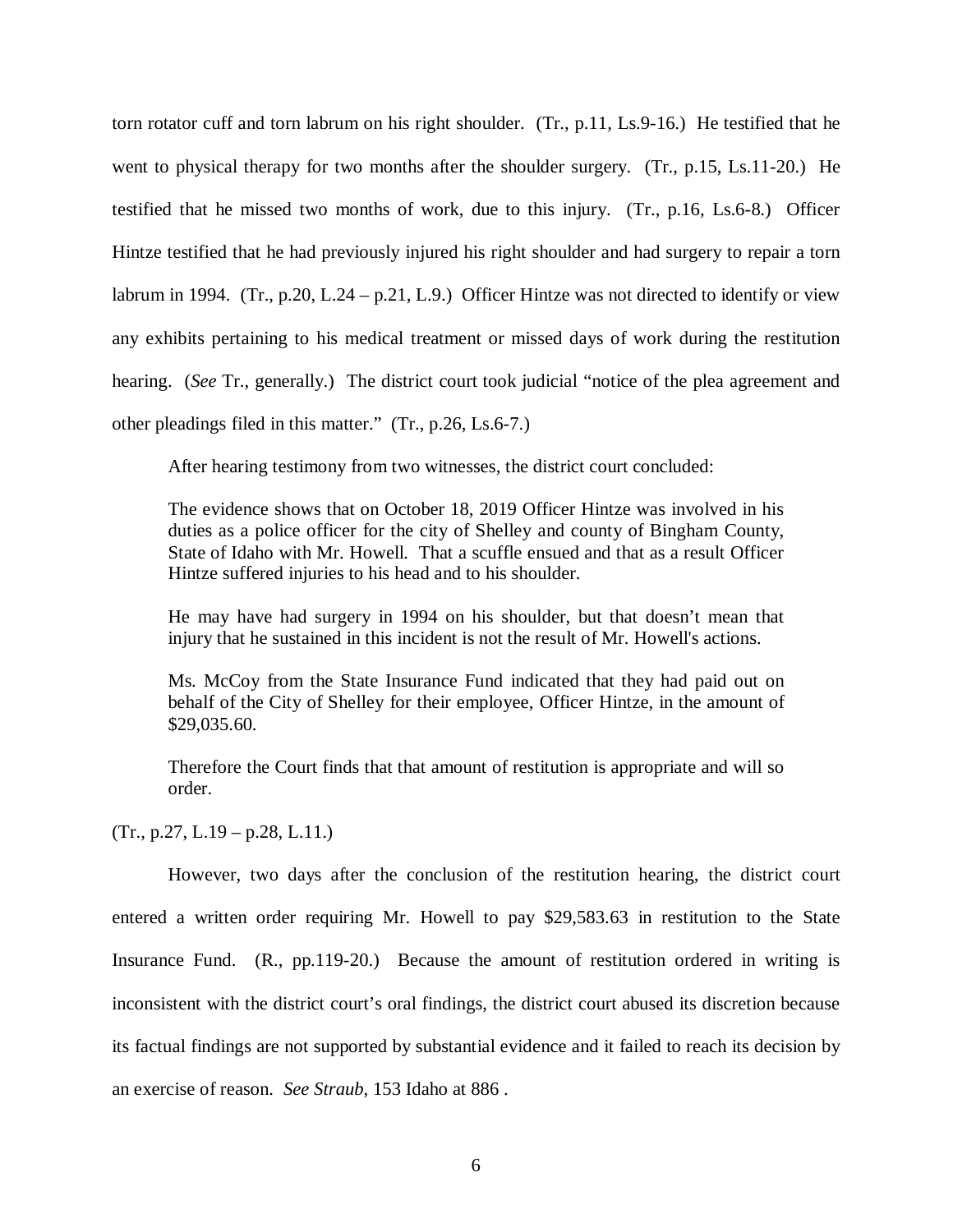torn rotator cuff and torn labrum on his right shoulder. (Tr., p.11, Ls.9-16.) He testified that he went to physical therapy for two months after the shoulder surgery. (Tr., p.15, Ls.11-20.) He testified that he missed two months of work, due to this injury. (Tr., p.16, Ls.6-8.) Officer Hintze testified that he had previously injured his right shoulder and had surgery to repair a torn labrum in 1994. (Tr., p.20, L.24 – p.21, L.9.) Officer Hintze was not directed to identify or view any exhibits pertaining to his medical treatment or missed days of work during the restitution hearing. (*See* Tr., generally.) The district court took judicial "notice of the plea agreement and other pleadings filed in this matter." (Tr., p.26, Ls.6-7.)

After hearing testimony from two witnesses, the district court concluded:

> The evidence shows that on October 18, 2019 Officer Hintze was involved in his duties as a police officer for the city of Shelley and county of Bingham County, State of Idaho with Mr. Howell. That a scuffle ensued and that as a result Officer Hintze suffered injuries to his head and to his shoulder.
>
> He may have had surgery in 1994 on his shoulder, but that doesn't mean that injury that he sustained in this incident is not the result of Mr. Howell's actions.
>
> Ms. McCoy from the State Insurance Fund indicated that they had paid out on behalf of the City of Shelley for their employee, Officer Hintze, in the amount of $29,035.60.
>
> Therefore the Court finds that that amount of restitution is appropriate and will so order.

(Tr., p.27, L.19 – p.28, L.11.)

However, two days after the conclusion of the restitution hearing, the district court entered a written order requiring Mr. Howell to pay $29,583.63 in restitution to the State Insurance Fund. (R., pp.119-20.) Because the amount of restitution ordered in writing is inconsistent with the district court's oral findings, the district court abused its discretion because its factual findings are not supported by substantial evidence and it failed to reach its decision by an exercise of reason. *See Straub*, 153 Idaho at 886 .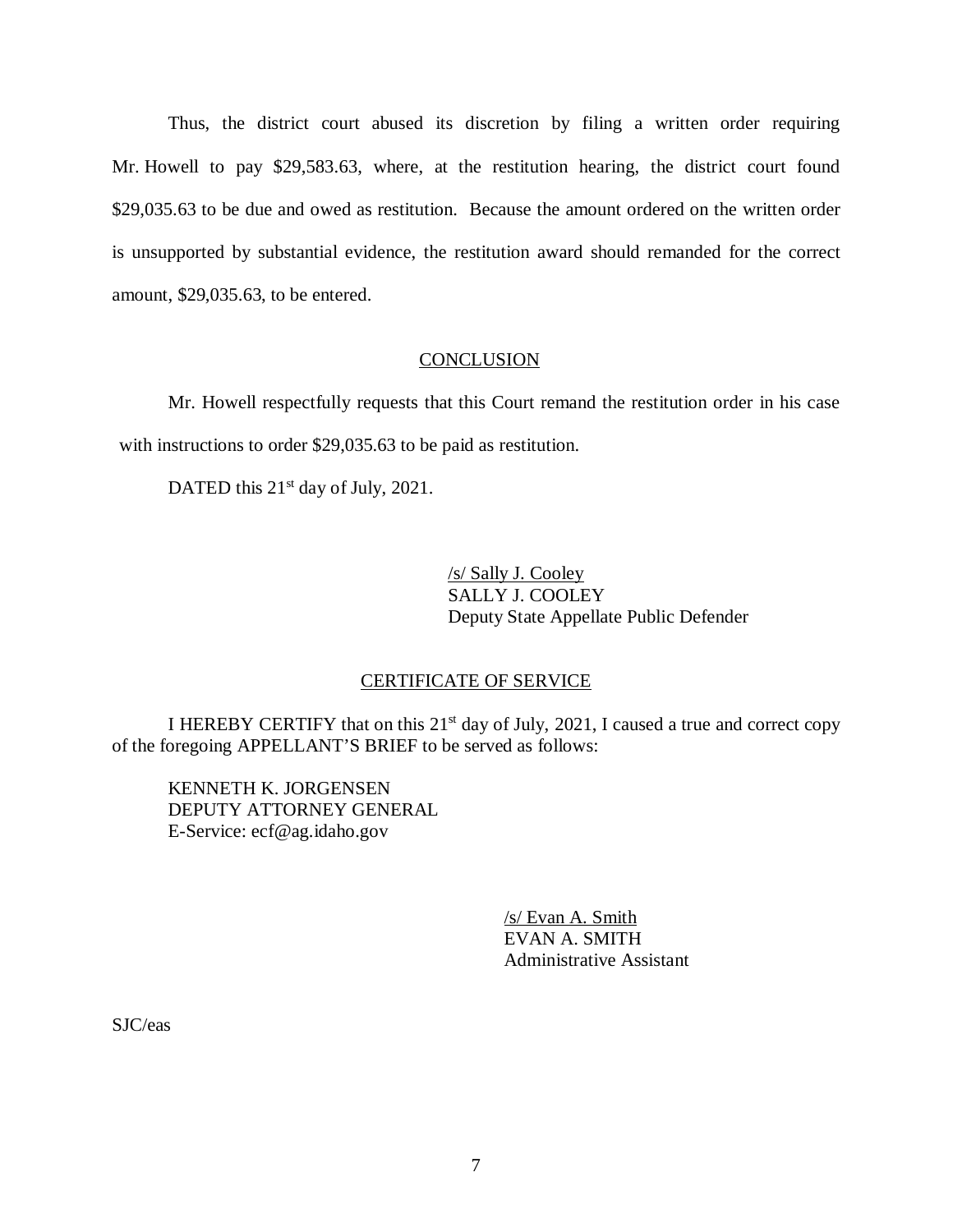Thus, the district court abused its discretion by filing a written order requiring Mr. Howell to pay $29,583.63, where, at the restitution hearing, the district court found $29,035.63 to be due and owed as restitution. Because the amount ordered on the written order is unsupported by substantial evidence, the restitution award should remanded for the correct amount, $29,035.63, to be entered.

## CONCLUSION

Mr. Howell respectfully requests that this Court remand the restitution order in his case with instructions to order $29,035.63 to be paid as restitution.

DATED this 21st day of July, 2021.

/s/ Sally J. Cooley
SALLY J. COOLEY
Deputy State Appellate Public Defender

## CERTIFICATE OF SERVICE

I HEREBY CERTIFY that on this 21st day of July, 2021, I caused a true and correct copy of the foregoing APPELLANT'S BRIEF to be served as follows:

KENNETH K. JORGENSEN
DEPUTY ATTORNEY GENERAL
E-Service: ecf@ag.idaho.gov

/s/ Evan A. Smith
EVAN A. SMITH
Administrative Assistant

SJC/eas